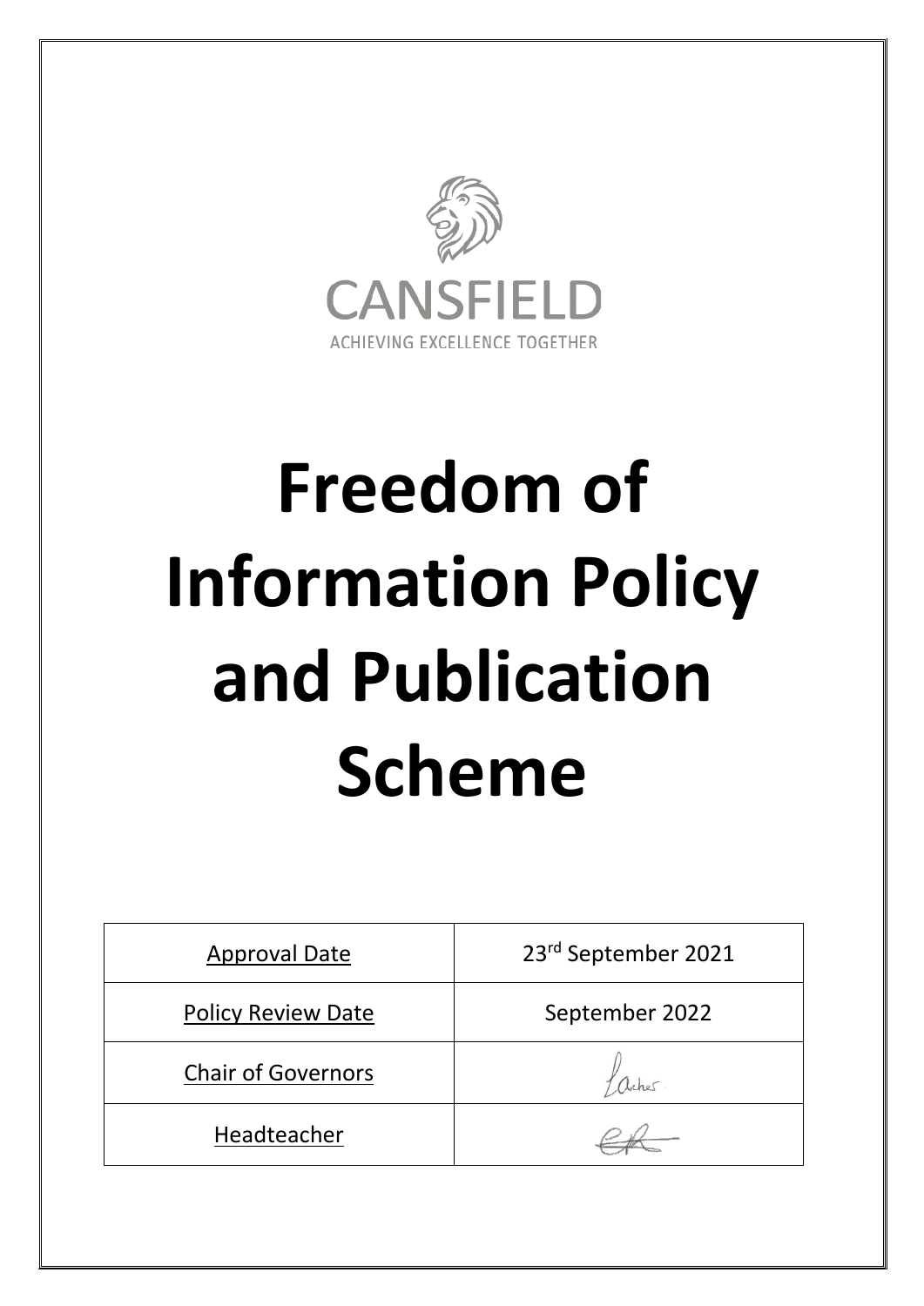CANSFIELD

ACHIEVING EXCELLENCE TOGETHER

# Freedom of Information Policy and Publication Scheme

| Approval Date | 23rd September 2021 |
|---|---|
| Policy Review Date | September 2022 |
| Chair of Governors | |
| Headteacher | |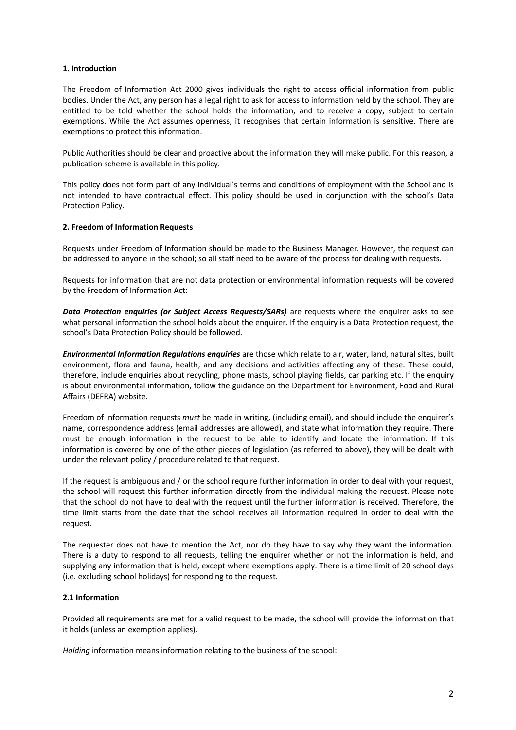## 1. Introduction

The Freedom of Information Act 2000 gives individuals the right to access official information from public bodies. Under the Act, any person has a legal right to ask for access to information held by the school. They are entitled to be told whether the school holds the information, and to receive a copy, subject to certain exemptions. While the Act assumes openness, it recognises that certain information is sensitive. There are exemptions to protect this information.

Public Authorities should be clear and proactive about the information they will make public. For this reason, a publication scheme is available in this policy.

This policy does not form part of any individual's terms and conditions of employment with the School and is not intended to have contractual effect. This policy should be used in conjunction with the school's Data Protection Policy.

## 2. Freedom of Information Requests

Requests under Freedom of Information should be made to the Business Manager. However, the request can be addressed to anyone in the school; so all staff need to be aware of the process for dealing with requests.

Requests for information that are not data protection or environmental information requests will be covered by the Freedom of Information Act:

***Data Protection enquiries (or Subject Access Requests/SARs)*** are requests where the enquirer asks to see what personal information the school holds about the enquirer. If the enquiry is a Data Protection request, the school's Data Protection Policy should be followed.

***Environmental Information Regulations enquiries*** are those which relate to air, water, land, natural sites, built environment, flora and fauna, health, and any decisions and activities affecting any of these. These could, therefore, include enquiries about recycling, phone masts, school playing fields, car parking etc. If the enquiry is about environmental information, follow the guidance on the Department for Environment, Food and Rural Affairs (DEFRA) website.

Freedom of Information requests *must* be made in writing, (including email), and should include the enquirer's name, correspondence address (email addresses are allowed), and state what information they require. There must be enough information in the request to be able to identify and locate the information. If this information is covered by one of the other pieces of legislation (as referred to above), they will be dealt with under the relevant policy / procedure related to that request.

If the request is ambiguous and / or the school require further information in order to deal with your request, the school will request this further information directly from the individual making the request. Please note that the school do not have to deal with the request until the further information is received. Therefore, the time limit starts from the date that the school receives all information required in order to deal with the request.

The requester does not have to mention the Act, nor do they have to say why they want the information. There is a duty to respond to all requests, telling the enquirer whether or not the information is held, and supplying any information that is held, except where exemptions apply. There is a time limit of 20 school days (i.e. excluding school holidays) for responding to the request.

### 2.1 Information

Provided all requirements are met for a valid request to be made, the school will provide the information that it holds (unless an exemption applies).

*Holding* information means information relating to the business of the school: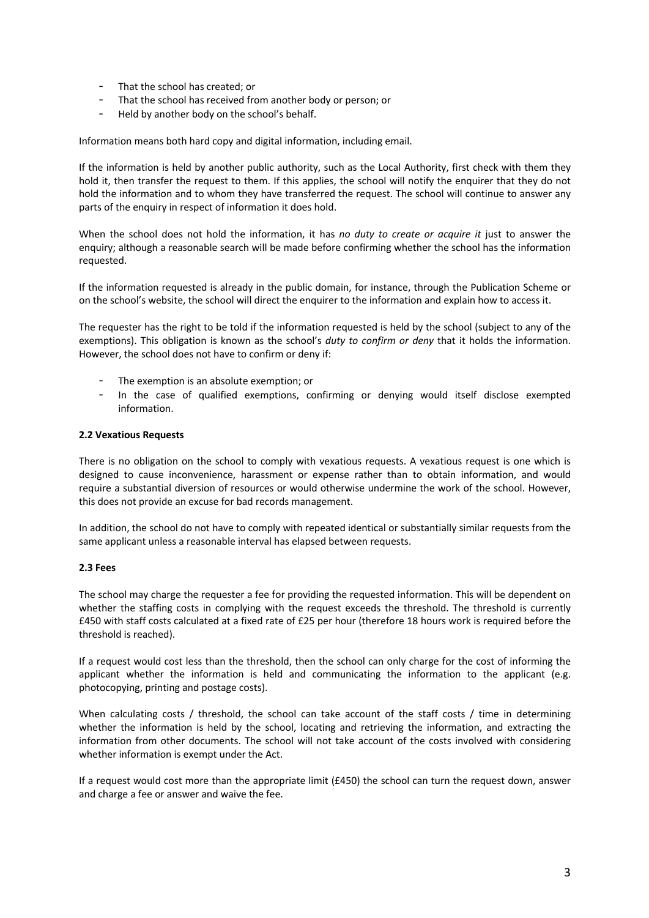- That the school has created; or
- That the school has received from another body or person; or
- Held by another body on the school's behalf.

Information means both hard copy and digital information, including email.

If the information is held by another public authority, such as the Local Authority, first check with them they hold it, then transfer the request to them. If this applies, the school will notify the enquirer that they do not hold the information and to whom they have transferred the request. The school will continue to answer any parts of the enquiry in respect of information it does hold.

When the school does not hold the information, it has *no duty to create or acquire it* just to answer the enquiry; although a reasonable search will be made before confirming whether the school has the information requested.

If the information requested is already in the public domain, for instance, through the Publication Scheme or on the school's website, the school will direct the enquirer to the information and explain how to access it.

The requester has the right to be told if the information requested is held by the school (subject to any of the exemptions). This obligation is known as the school's *duty to confirm or deny* that it holds the information. However, the school does not have to confirm or deny if:

- The exemption is an absolute exemption; or
- In the case of qualified exemptions, confirming or denying would itself disclose exempted information.

**2.2 Vexatious Requests**

There is no obligation on the school to comply with vexatious requests. A vexatious request is one which is designed to cause inconvenience, harassment or expense rather than to obtain information, and would require a substantial diversion of resources or would otherwise undermine the work of the school. However, this does not provide an excuse for bad records management.

In addition, the school do not have to comply with repeated identical or substantially similar requests from the same applicant unless a reasonable interval has elapsed between requests.

**2.3 Fees**

The school may charge the requester a fee for providing the requested information. This will be dependent on whether the staffing costs in complying with the request exceeds the threshold. The threshold is currently £450 with staff costs calculated at a fixed rate of £25 per hour (therefore 18 hours work is required before the threshold is reached).

If a request would cost less than the threshold, then the school can only charge for the cost of informing the applicant whether the information is held and communicating the information to the applicant (e.g. photocopying, printing and postage costs).

When calculating costs / threshold, the school can take account of the staff costs / time in determining whether the information is held by the school, locating and retrieving the information, and extracting the information from other documents. The school will not take account of the costs involved with considering whether information is exempt under the Act.

If a request would cost more than the appropriate limit (£450) the school can turn the request down, answer and charge a fee or answer and waive the fee.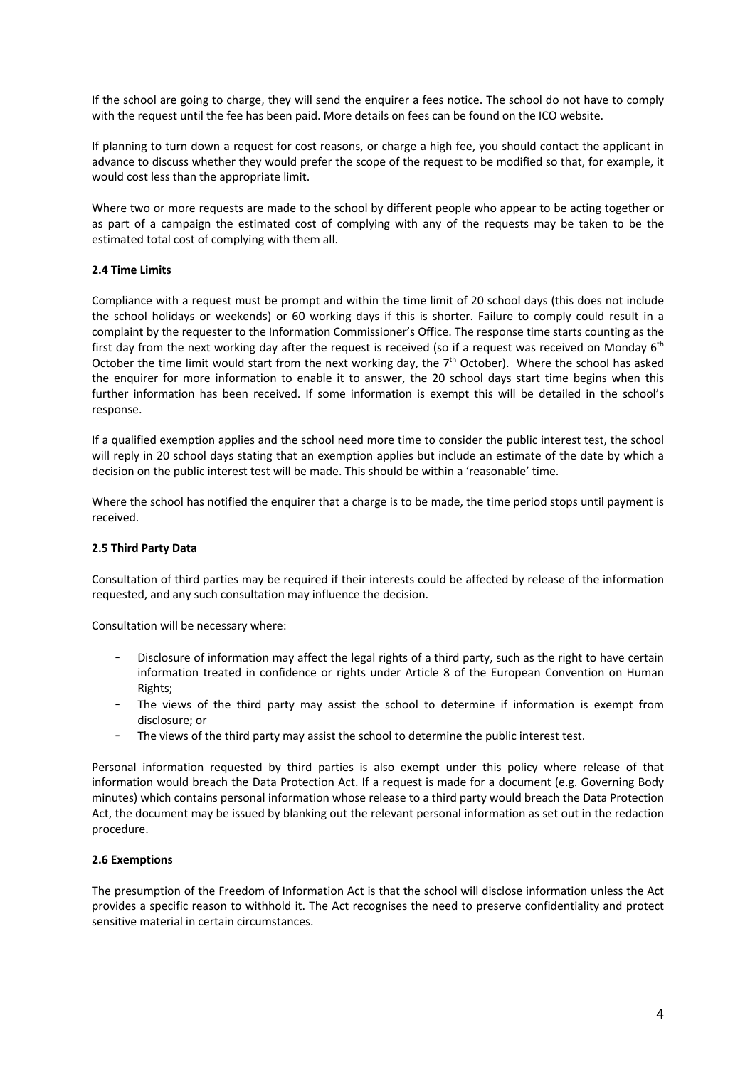If the school are going to charge, they will send the enquirer a fees notice. The school do not have to comply with the request until the fee has been paid. More details on fees can be found on the ICO website.

If planning to turn down a request for cost reasons, or charge a high fee, you should contact the applicant in advance to discuss whether they would prefer the scope of the request to be modified so that, for example, it would cost less than the appropriate limit.

Where two or more requests are made to the school by different people who appear to be acting together or as part of a campaign the estimated cost of complying with any of the requests may be taken to be the estimated total cost of complying with them all.

**2.4 Time Limits**

Compliance with a request must be prompt and within the time limit of 20 school days (this does not include the school holidays or weekends) or 60 working days if this is shorter. Failure to comply could result in a complaint by the requester to the Information Commissioner's Office. The response time starts counting as the first day from the next working day after the request is received (so if a request was received on Monday 6th October the time limit would start from the next working day, the 7th October). Where the school has asked the enquirer for more information to enable it to answer, the 20 school days start time begins when this further information has been received. If some information is exempt this will be detailed in the school's response.

If a qualified exemption applies and the school need more time to consider the public interest test, the school will reply in 20 school days stating that an exemption applies but include an estimate of the date by which a decision on the public interest test will be made. This should be within a 'reasonable' time.

Where the school has notified the enquirer that a charge is to be made, the time period stops until payment is received.

**2.5 Third Party Data**

Consultation of third parties may be required if their interests could be affected by release of the information requested, and any such consultation may influence the decision.

Consultation will be necessary where:

- Disclosure of information may affect the legal rights of a third party, such as the right to have certain information treated in confidence or rights under Article 8 of the European Convention on Human Rights;
- The views of the third party may assist the school to determine if information is exempt from disclosure; or
- The views of the third party may assist the school to determine the public interest test.

Personal information requested by third parties is also exempt under this policy where release of that information would breach the Data Protection Act. If a request is made for a document (e.g. Governing Body minutes) which contains personal information whose release to a third party would breach the Data Protection Act, the document may be issued by blanking out the relevant personal information as set out in the redaction procedure.

**2.6 Exemptions**

The presumption of the Freedom of Information Act is that the school will disclose information unless the Act provides a specific reason to withhold it. The Act recognises the need to preserve confidentiality and protect sensitive material in certain circumstances.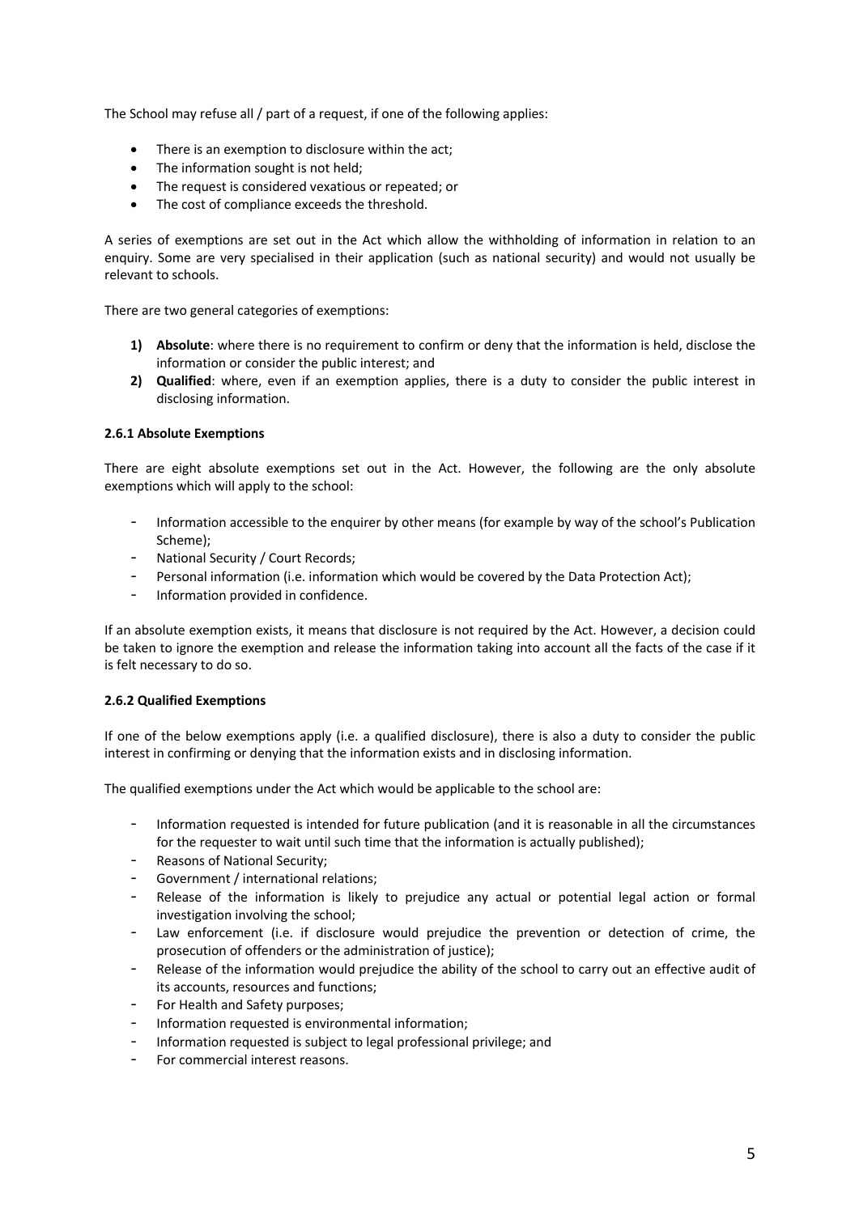The School may refuse all / part of a request, if one of the following applies:

- There is an exemption to disclosure within the act;
- The information sought is not held;
- The request is considered vexatious or repeated; or
- The cost of compliance exceeds the threshold.

A series of exemptions are set out in the Act which allow the withholding of information in relation to an enquiry. Some are very specialised in their application (such as national security) and would not usually be relevant to schools.

There are two general categories of exemptions:

1) **Absolute**: where there is no requirement to confirm or deny that the information is held, disclose the information or consider the public interest; and
2) **Qualified**: where, even if an exemption applies, there is a duty to consider the public interest in disclosing information.

**2.6.1 Absolute Exemptions**

There are eight absolute exemptions set out in the Act. However, the following are the only absolute exemptions which will apply to the school:

- Information accessible to the enquirer by other means (for example by way of the school's Publication Scheme);
- National Security / Court Records;
- Personal information (i.e. information which would be covered by the Data Protection Act);
- Information provided in confidence.

If an absolute exemption exists, it means that disclosure is not required by the Act. However, a decision could be taken to ignore the exemption and release the information taking into account all the facts of the case if it is felt necessary to do so.

**2.6.2 Qualified Exemptions**

If one of the below exemptions apply (i.e. a qualified disclosure), there is also a duty to consider the public interest in confirming or denying that the information exists and in disclosing information.

The qualified exemptions under the Act which would be applicable to the school are:

- Information requested is intended for future publication (and it is reasonable in all the circumstances for the requester to wait until such time that the information is actually published);
- Reasons of National Security;
- Government / international relations;
- Release of the information is likely to prejudice any actual or potential legal action or formal investigation involving the school;
- Law enforcement (i.e. if disclosure would prejudice the prevention or detection of crime, the prosecution of offenders or the administration of justice);
- Release of the information would prejudice the ability of the school to carry out an effective audit of its accounts, resources and functions;
- For Health and Safety purposes;
- Information requested is environmental information;
- Information requested is subject to legal professional privilege; and
- For commercial interest reasons.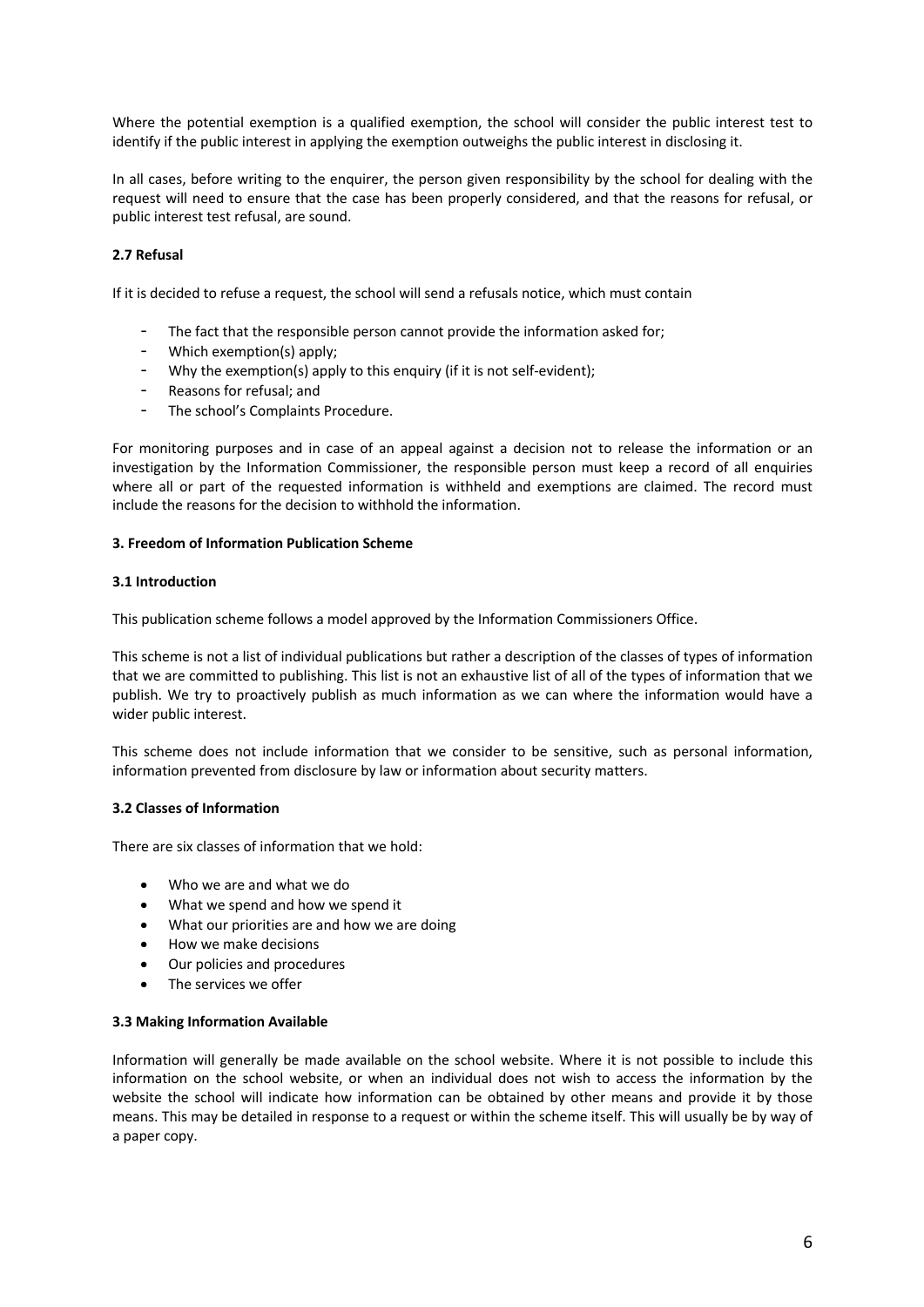Where the potential exemption is a qualified exemption, the school will consider the public interest test to identify if the public interest in applying the exemption outweighs the public interest in disclosing it.

In all cases, before writing to the enquirer, the person given responsibility by the school for dealing with the request will need to ensure that the case has been properly considered, and that the reasons for refusal, or public interest test refusal, are sound.

**2.7 Refusal**

If it is decided to refuse a request, the school will send a refusals notice, which must contain

- The fact that the responsible person cannot provide the information asked for;
- Which exemption(s) apply;
- Why the exemption(s) apply to this enquiry (if it is not self-evident);
- Reasons for refusal; and
- The school's Complaints Procedure.

For monitoring purposes and in case of an appeal against a decision not to release the information or an investigation by the Information Commissioner, the responsible person must keep a record of all enquiries where all or part of the requested information is withheld and exemptions are claimed. The record must include the reasons for the decision to withhold the information.

**3. Freedom of Information Publication Scheme**

**3.1 Introduction**

This publication scheme follows a model approved by the Information Commissioners Office.

This scheme is not a list of individual publications but rather a description of the classes of types of information that we are committed to publishing. This list is not an exhaustive list of all of the types of information that we publish. We try to proactively publish as much information as we can where the information would have a wider public interest.

This scheme does not include information that we consider to be sensitive, such as personal information, information prevented from disclosure by law or information about security matters.

**3.2 Classes of Information**

There are six classes of information that we hold:

- Who we are and what we do
- What we spend and how we spend it
- What our priorities are and how we are doing
- How we make decisions
- Our policies and procedures
- The services we offer

**3.3 Making Information Available**

Information will generally be made available on the school website. Where it is not possible to include this information on the school website, or when an individual does not wish to access the information by the website the school will indicate how information can be obtained by other means and provide it by those means. This may be detailed in response to a request or within the scheme itself. This will usually be by way of a paper copy.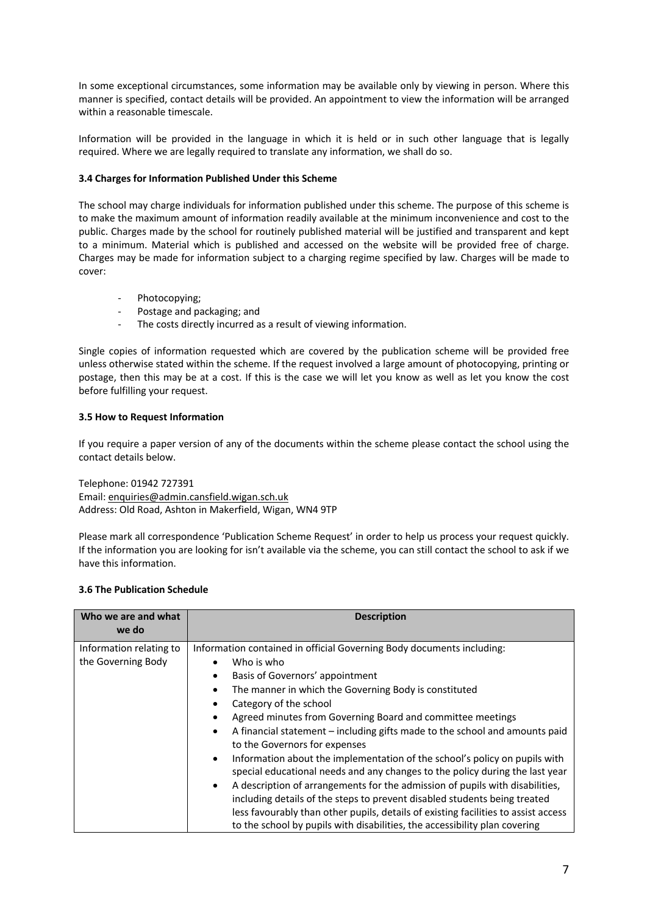In some exceptional circumstances, some information may be available only by viewing in person. Where this manner is specified, contact details will be provided. An appointment to view the information will be arranged within a reasonable timescale.

Information will be provided in the language in which it is held or in such other language that is legally required. Where we are legally required to translate any information, we shall do so.

### 3.4 Charges for Information Published Under this Scheme

The school may charge individuals for information published under this scheme. The purpose of this scheme is to make the maximum amount of information readily available at the minimum inconvenience and cost to the public. Charges made by the school for routinely published material will be justified and transparent and kept to a minimum. Material which is published and accessed on the website will be provided free of charge. Charges may be made for information subject to a charging regime specified by law. Charges will be made to cover:

- Photocopying;
- Postage and packaging; and
- The costs directly incurred as a result of viewing information.

Single copies of information requested which are covered by the publication scheme will be provided free unless otherwise stated within the scheme. If the request involved a large amount of photocopying, printing or postage, then this may be at a cost. If this is the case we will let you know as well as let you know the cost before fulfilling your request.

### 3.5 How to Request Information

If you require a paper version of any of the documents within the scheme please contact the school using the contact details below.

Telephone: 01942 727391
Email: enquiries@admin.cansfield.wigan.sch.uk
Address: Old Road, Ashton in Makerfield, Wigan, WN4 9TP

Please mark all correspondence 'Publication Scheme Request' in order to help us process your request quickly. If the information you are looking for isn't available via the scheme, you can still contact the school to ask if we have this information.

### 3.6 The Publication Schedule

| Who we are and what we do | Description |
|---|---|
| Information relating to the Governing Body | Information contained in official Governing Body documents including:<br>• Who is who<br>• Basis of Governors' appointment<br>• The manner in which the Governing Body is constituted<br>• Category of the school<br>• Agreed minutes from Governing Board and committee meetings<br>• A financial statement – including gifts made to the school and amounts paid to the Governors for expenses<br>• Information about the implementation of the school's policy on pupils with special educational needs and any changes to the policy during the last year<br>• A description of arrangements for the admission of pupils with disabilities, including details of the steps to prevent disabled students being treated less favourably than other pupils, details of existing facilities to assist access to the school by pupils with disabilities, the accessibility plan covering |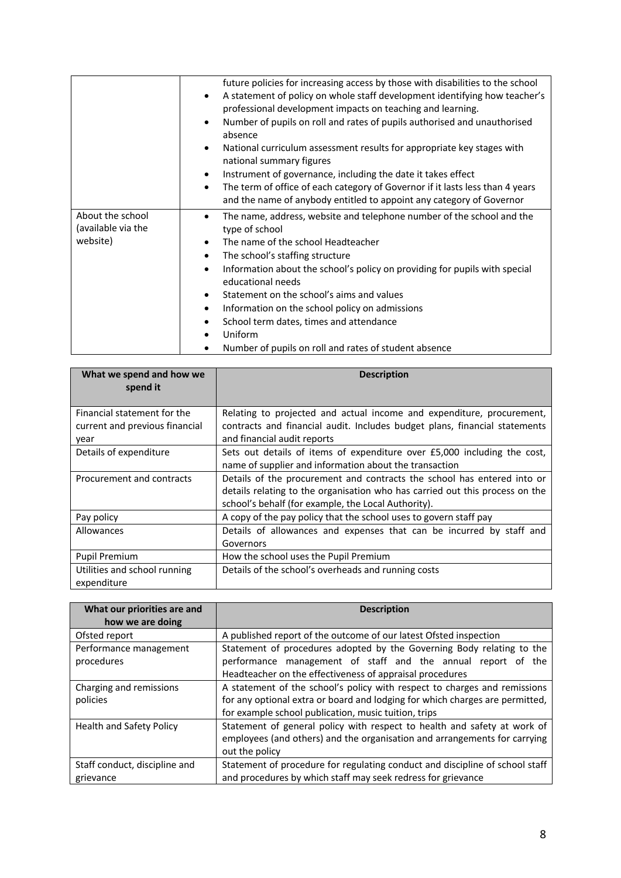| | |
|---|---|
| | future policies for increasing access by those with disabilities to the school<br>• A statement of policy on whole staff development identifying how teacher's professional development impacts on teaching and learning.<br>• Number of pupils on roll and rates of pupils authorised and unauthorised absence<br>• National curriculum assessment results for appropriate key stages with national summary figures<br>• Instrument of governance, including the date it takes effect<br>• The term of office of each category of Governor if it lasts less than 4 years and the name of anybody entitled to appoint any category of Governor |
| About the school (available via the website) | • The name, address, website and telephone number of the school and the type of school<br>• The name of the school Headteacher<br>• The school's staffing structure<br>• Information about the school's policy on providing for pupils with special educational needs<br>• Statement on the school's aims and values<br>• Information on the school policy on admissions<br>• School term dates, times and attendance<br>• Uniform<br>• Number of pupils on roll and rates of student absence |

| What we spend and how we spend it | Description |
|---|---|
| Financial statement for the current and previous financial year | Relating to projected and actual income and expenditure, procurement, contracts and financial audit. Includes budget plans, financial statements and financial audit reports |
| Details of expenditure | Sets out details of items of expenditure over £5,000 including the cost, name of supplier and information about the transaction |
| Procurement and contracts | Details of the procurement and contracts the school has entered into or details relating to the organisation who has carried out this process on the school's behalf (for example, the Local Authority). |
| Pay policy | A copy of the pay policy that the school uses to govern staff pay |
| Allowances | Details of allowances and expenses that can be incurred by staff and Governors |
| Pupil Premium | How the school uses the Pupil Premium |
| Utilities and school running expenditure | Details of the school's overheads and running costs |

| What our priorities are and how we are doing | Description |
|---|---|
| Ofsted report | A published report of the outcome of our latest Ofsted inspection |
| Performance management procedures | Statement of procedures adopted by the Governing Body relating to the performance management of staff and the annual report of the Headteacher on the effectiveness of appraisal procedures |
| Charging and remissions policies | A statement of the school's policy with respect to charges and remissions for any optional extra or board and lodging for which charges are permitted, for example school publication, music tuition, trips |
| Health and Safety Policy | Statement of general policy with respect to health and safety at work of employees (and others) and the organisation and arrangements for carrying out the policy |
| Staff conduct, discipline and grievance | Statement of procedure for regulating conduct and discipline of school staff and procedures by which staff may seek redress for grievance |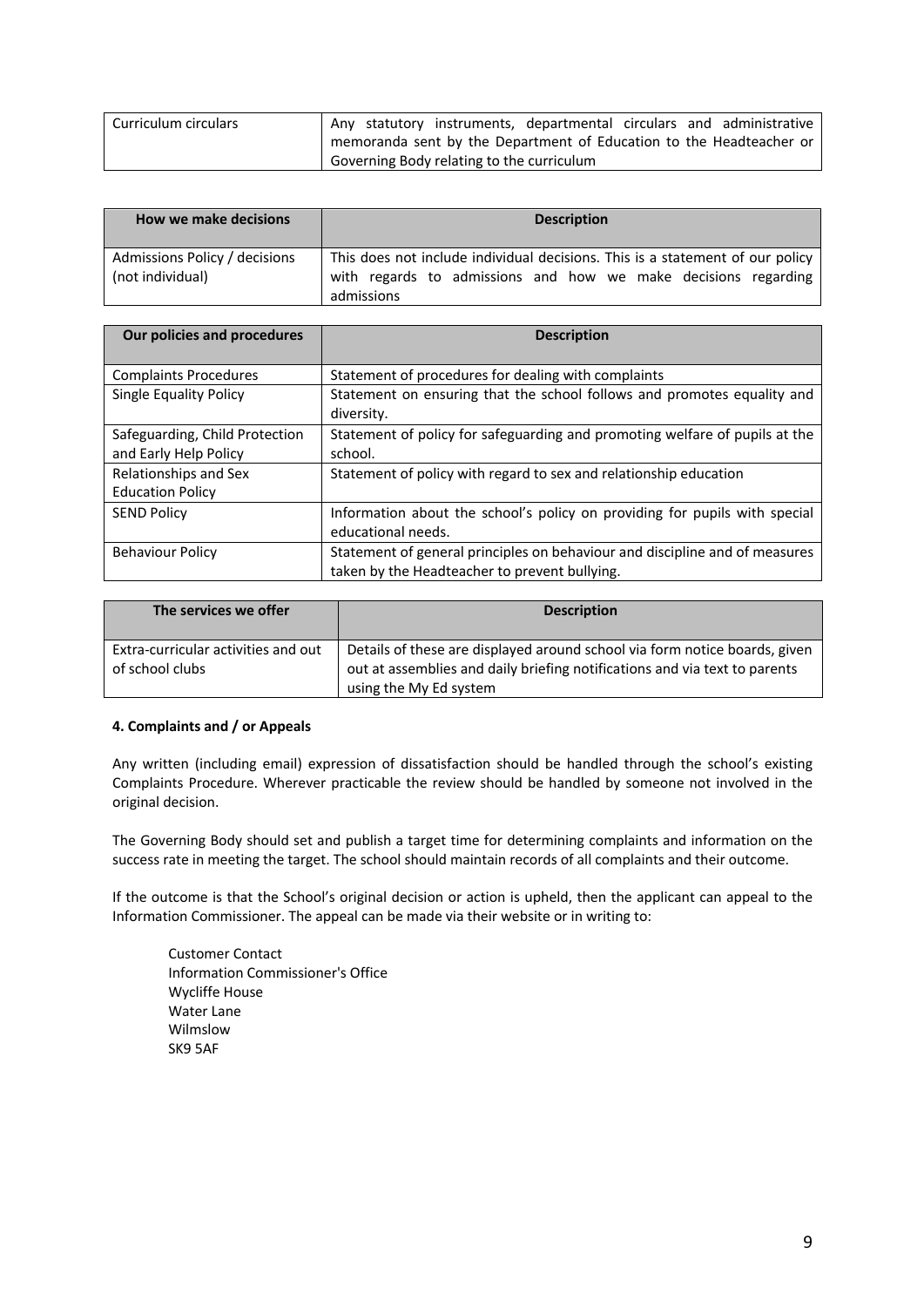| | |
|---|---|
| Curriculum circulars | Any statutory instruments, departmental circulars and administrative memoranda sent by the Department of Education to the Headteacher or Governing Body relating to the curriculum |

| How we make decisions | Description |
|---|---|
| Admissions Policy / decisions (not individual) | This does not include individual decisions. This is a statement of our policy with regards to admissions and how we make decisions regarding admissions |

| Our policies and procedures | Description |
|---|---|
| Complaints Procedures | Statement of procedures for dealing with complaints |
| Single Equality Policy | Statement on ensuring that the school follows and promotes equality and diversity. |
| Safeguarding, Child Protection and Early Help Policy | Statement of policy for safeguarding and promoting welfare of pupils at the school. |
| Relationships and Sex Education Policy | Statement of policy with regard to sex and relationship education |
| SEND Policy | Information about the school's policy on providing for pupils with special educational needs. |
| Behaviour Policy | Statement of general principles on behaviour and discipline and of measures taken by the Headteacher to prevent bullying. |

| The services we offer | Description |
|---|---|
| Extra-curricular activities and out of school clubs | Details of these are displayed around school via form notice boards, given out at assemblies and daily briefing notifications and via text to parents using the My Ed system |

**4. Complaints and / or Appeals**

Any written (including email) expression of dissatisfaction should be handled through the school's existing Complaints Procedure. Wherever practicable the review should be handled by someone not involved in the original decision.

The Governing Body should set and publish a target time for determining complaints and information on the success rate in meeting the target. The school should maintain records of all complaints and their outcome.

If the outcome is that the School's original decision or action is upheld, then the applicant can appeal to the Information Commissioner. The appeal can be made via their website or in writing to:

Customer Contact
Information Commissioner's Office
Wycliffe House
Water Lane
Wilmslow
SK9 5AF